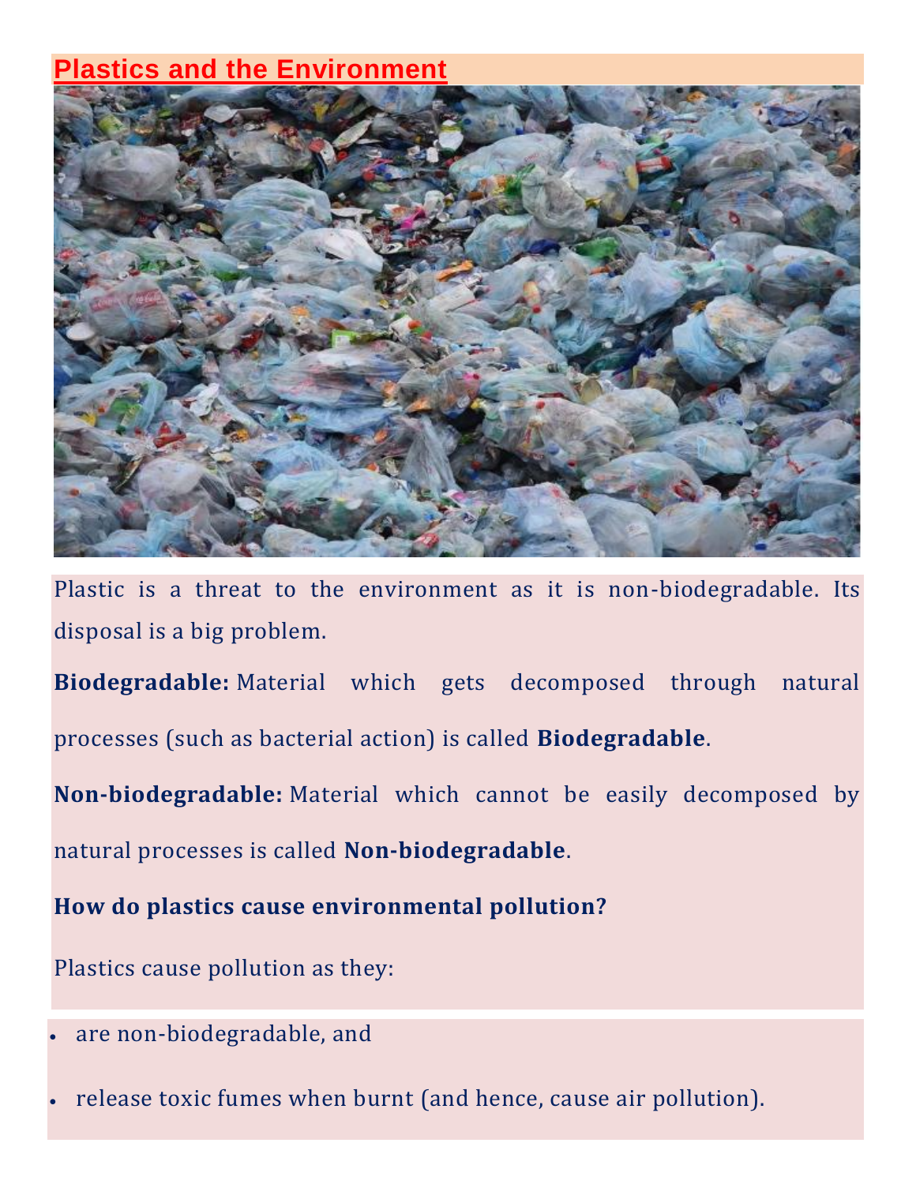# Plastics and the Environment

Plastic is a threat to the environment as it is non-biodegradable. Its disposal is a big problem.

**Biodegradable:** Material which gets decomposed through natural processes (such as bacterial action) is called **Biodegradable**.

**Non-biodegradable:** Material which cannot be easily decomposed by natural processes is called **Non-biodegradable**.

**How do plastics cause environmental pollution?**

Plastics cause pollution as they:

- are non-biodegradable, and
- release toxic fumes when burnt (and hence, cause air pollution).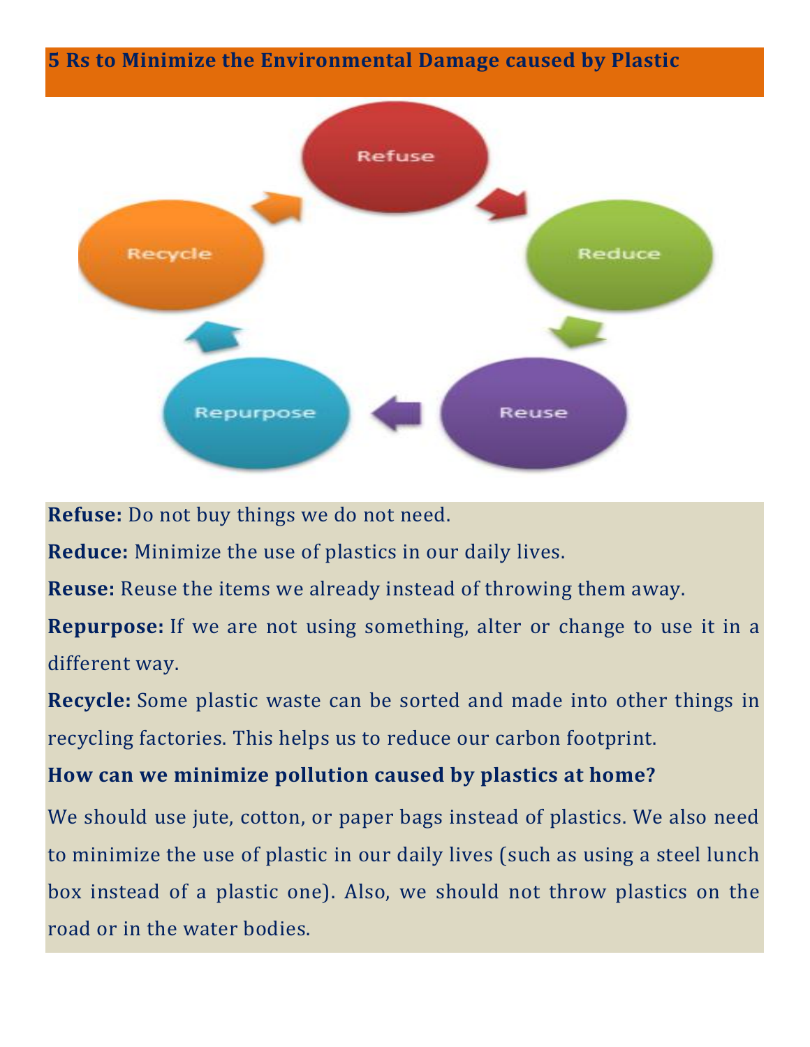## 5 Rs to Minimize the Environmental Damage caused by Plastic

Refuse

Reduce

Reuse

Repurpose

Recycle

**Refuse:** Do not buy things we do not need.

**Reduce:** Minimize the use of plastics in our daily lives.

**Reuse:** Reuse the items we already instead of throwing them away.

**Repurpose:** If we are not using something, alter or change to use it in a different way.

**Recycle:** Some plastic waste can be sorted and made into other things in recycling factories. This helps us to reduce our carbon footprint.

**How can we minimize pollution caused by plastics at home?**

We should use jute, cotton, or paper bags instead of plastics. We also need to minimize the use of plastic in our daily lives (such as using a steel lunch box instead of a plastic one). Also, we should not throw plastics on the road or in the water bodies.